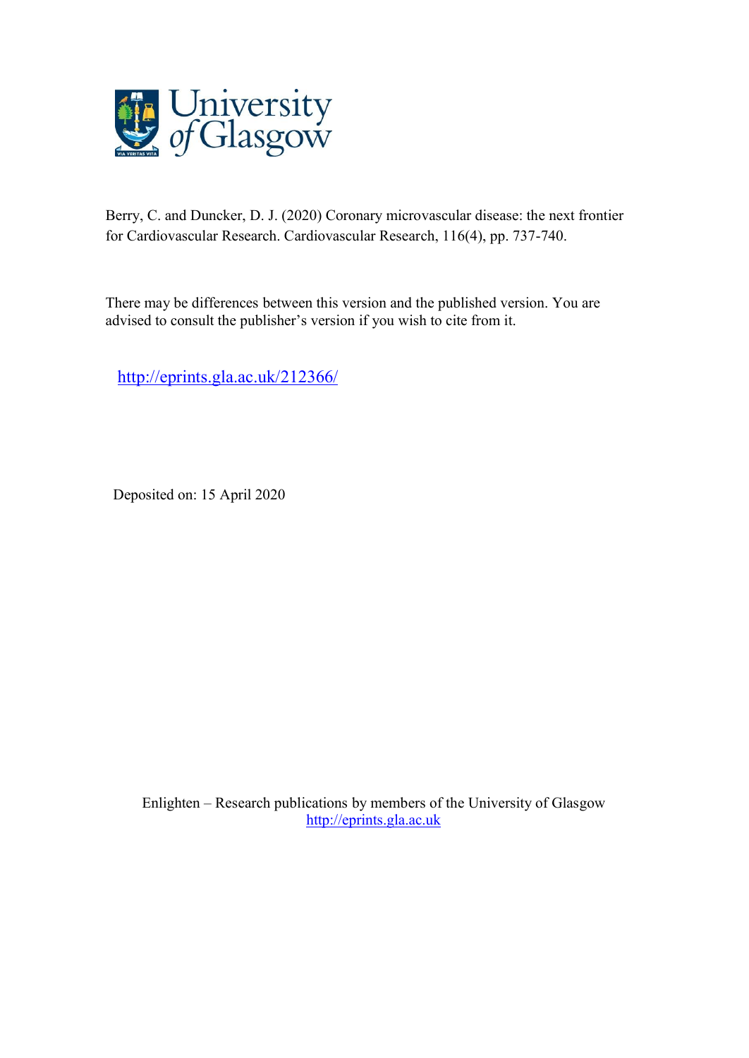University of Glasgow

Berry, C. and Duncker, D. J. (2020) Coronary microvascular disease: the next frontier for Cardiovascular Research. Cardiovascular Research, 116(4), pp. 737-740.

There may be differences between this version and the published version. You are advised to consult the publisher's version if you wish to cite from it.

http://eprints.gla.ac.uk/212366/

Deposited on: 15 April 2020

Enlighten – Research publications by members of the University of Glasgow
http://eprints.gla.ac.uk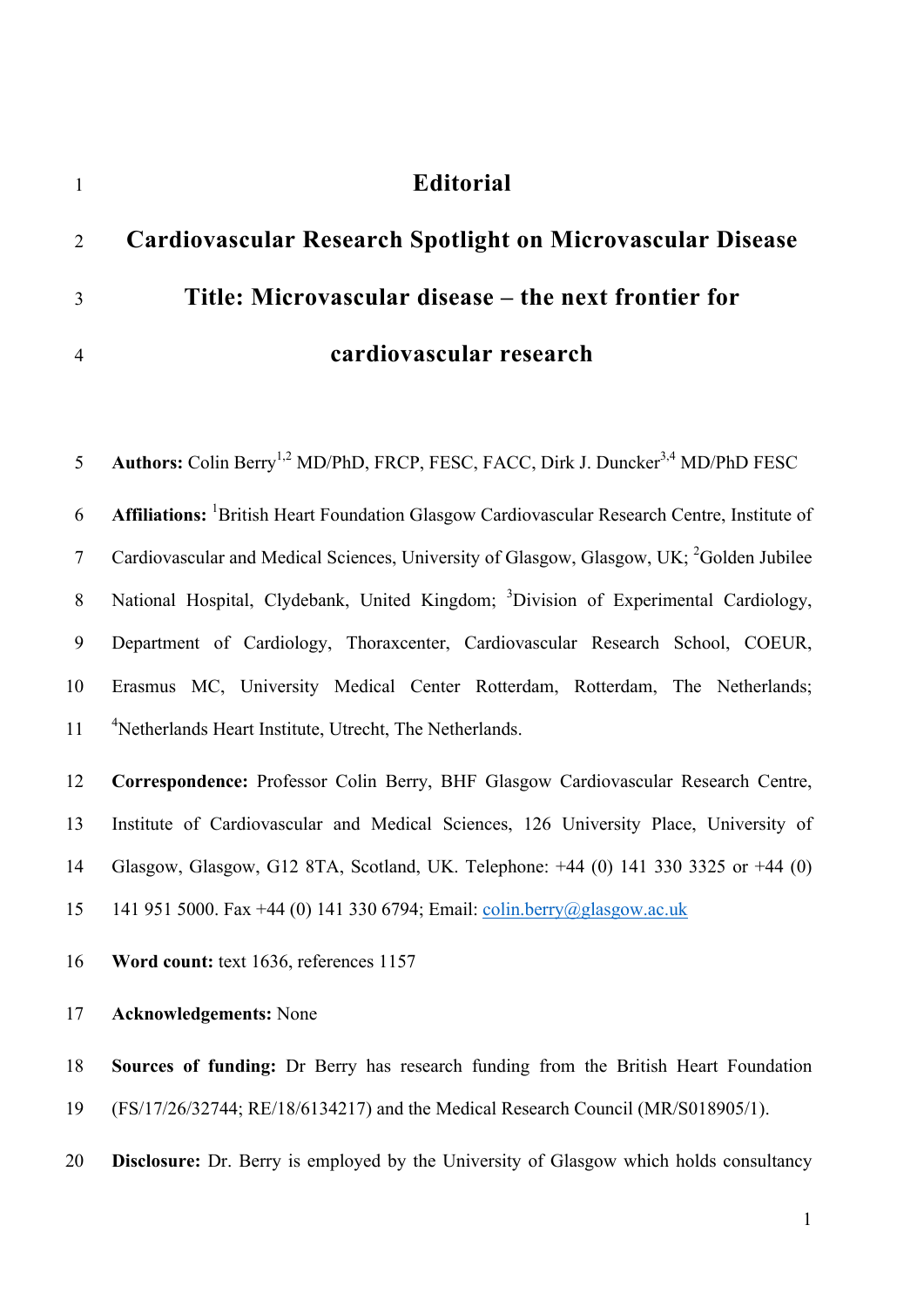# Editorial

## Cardiovascular Research Spotlight on Microvascular Disease

## Title: Microvascular disease – the next frontier for cardiovascular research

**Authors:** Colin Berry[1,2] MD/PhD, FRCP, FESC, FACC, Dirk J. Duncker[3,4] MD/PhD FESC

**Affiliations:** [1]British Heart Foundation Glasgow Cardiovascular Research Centre, Institute of Cardiovascular and Medical Sciences, University of Glasgow, Glasgow, UK; [2]Golden Jubilee National Hospital, Clydebank, United Kingdom; [3]Division of Experimental Cardiology, Department of Cardiology, Thoraxcenter, Cardiovascular Research School, COEUR, Erasmus MC, University Medical Center Rotterdam, Rotterdam, The Netherlands; [4]Netherlands Heart Institute, Utrecht, The Netherlands.

**Correspondence:** Professor Colin Berry, BHF Glasgow Cardiovascular Research Centre, Institute of Cardiovascular and Medical Sciences, 126 University Place, University of Glasgow, Glasgow, G12 8TA, Scotland, UK. Telephone: +44 (0) 141 330 3325 or +44 (0) 141 951 5000. Fax +44 (0) 141 330 6794; Email: colin.berry@glasgow.ac.uk

**Word count:** text 1636, references 1157

**Acknowledgements:** None

**Sources of funding:** Dr Berry has research funding from the British Heart Foundation (FS/17/26/32744; RE/18/6134217) and the Medical Research Council (MR/S018905/1).

**Disclosure:** Dr. Berry is employed by the University of Glasgow which holds consultancy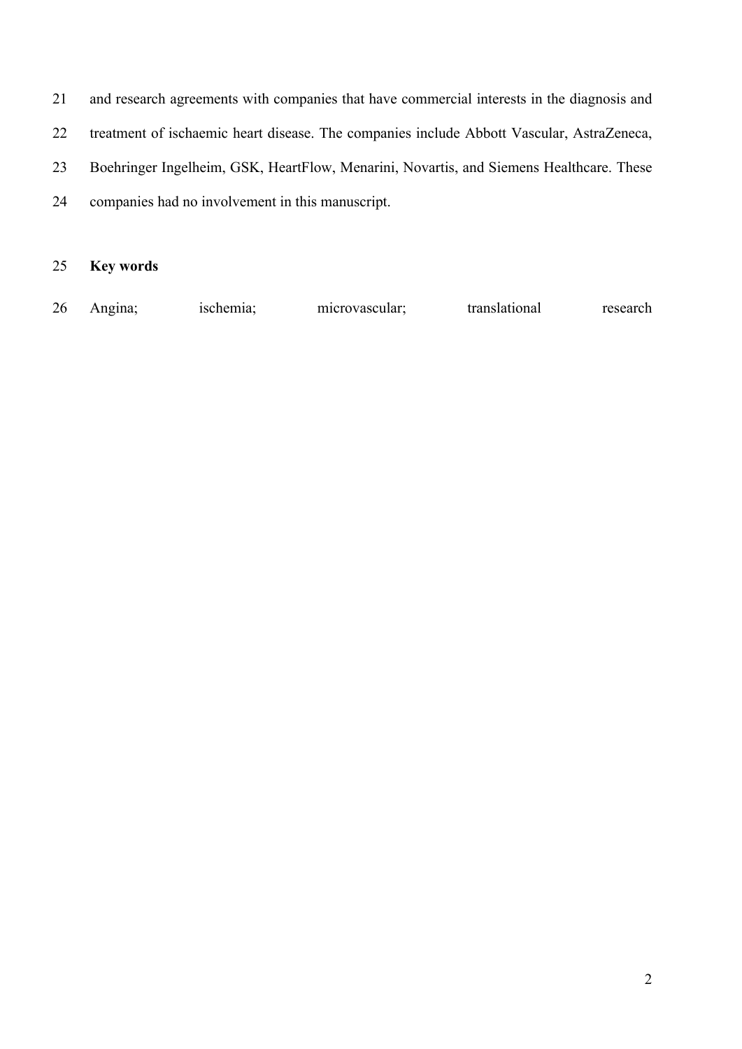and research agreements with companies that have commercial interests in the diagnosis and treatment of ischaemic heart disease. The companies include Abbott Vascular, AstraZeneca, Boehringer Ingelheim, GSK, HeartFlow, Menarini, Novartis, and Siemens Healthcare. These companies had no involvement in this manuscript.

**Key words**

Angina; ischemia; microvascular; translational research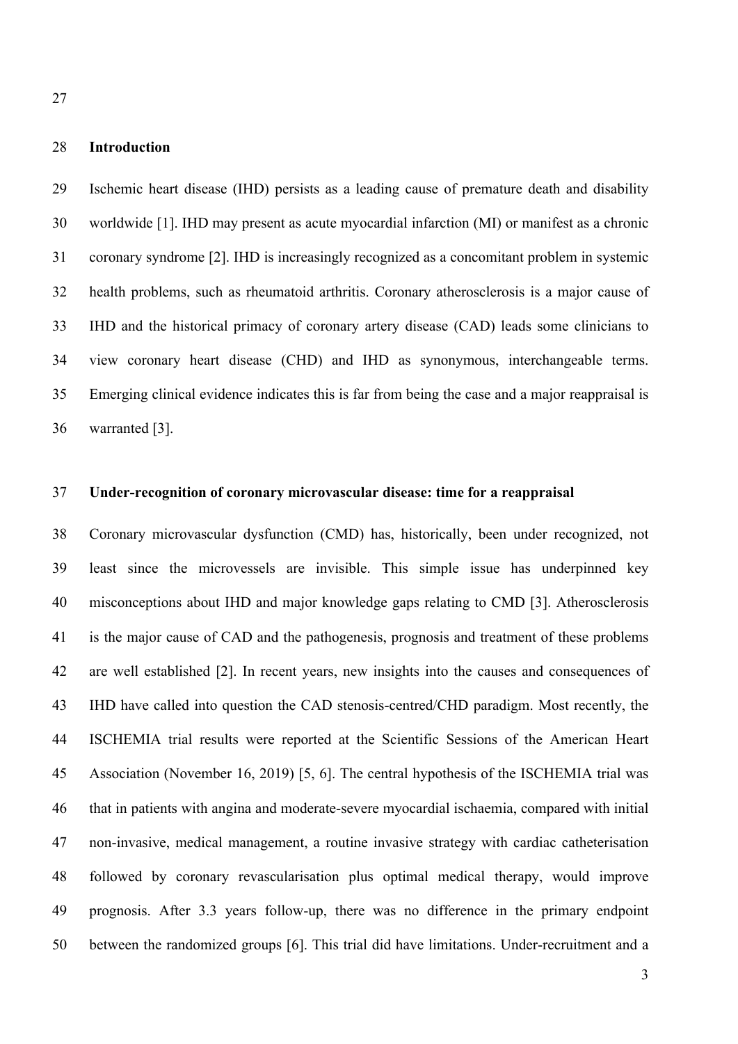## Introduction

Ischemic heart disease (IHD) persists as a leading cause of premature death and disability worldwide [1]. IHD may present as acute myocardial infarction (MI) or manifest as a chronic coronary syndrome [2]. IHD is increasingly recognized as a concomitant problem in systemic health problems, such as rheumatoid arthritis. Coronary atherosclerosis is a major cause of IHD and the historical primacy of coronary artery disease (CAD) leads some clinicians to view coronary heart disease (CHD) and IHD as synonymous, interchangeable terms. Emerging clinical evidence indicates this is far from being the case and a major reappraisal is warranted [3].

## Under-recognition of coronary microvascular disease: time for a reappraisal

Coronary microvascular dysfunction (CMD) has, historically, been under recognized, not least since the microvessels are invisible. This simple issue has underpinned key misconceptions about IHD and major knowledge gaps relating to CMD [3]. Atherosclerosis is the major cause of CAD and the pathogenesis, prognosis and treatment of these problems are well established [2]. In recent years, new insights into the causes and consequences of IHD have called into question the CAD stenosis-centred/CHD paradigm. Most recently, the ISCHEMIA trial results were reported at the Scientific Sessions of the American Heart Association (November 16, 2019) [5, 6]. The central hypothesis of the ISCHEMIA trial was that in patients with angina and moderate-severe myocardial ischaemia, compared with initial non-invasive, medical management, a routine invasive strategy with cardiac catheterisation followed by coronary revascularisation plus optimal medical therapy, would improve prognosis. After 3.3 years follow-up, there was no difference in the primary endpoint between the randomized groups [6]. This trial did have limitations. Under-recruitment and a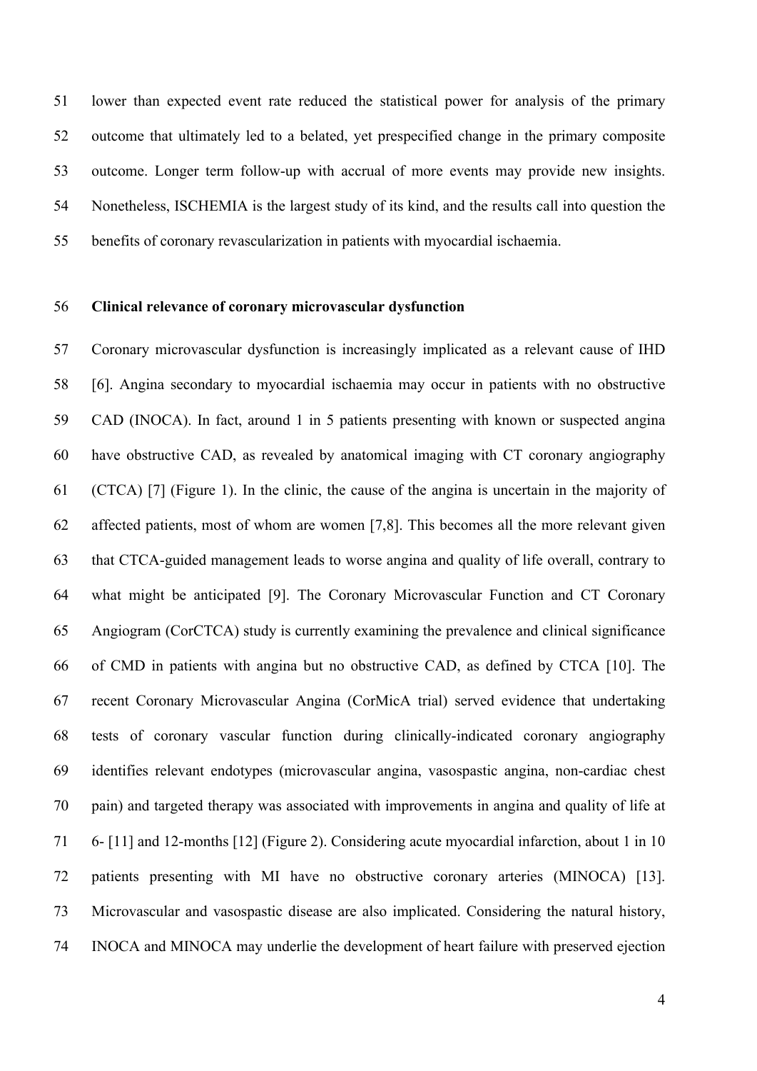lower than expected event rate reduced the statistical power for analysis of the primary outcome that ultimately led to a belated, yet prespecified change in the primary composite outcome. Longer term follow-up with accrual of more events may provide new insights. Nonetheless, ISCHEMIA is the largest study of its kind, and the results call into question the benefits of coronary revascularization in patients with myocardial ischaemia.

**Clinical relevance of coronary microvascular dysfunction**

Coronary microvascular dysfunction is increasingly implicated as a relevant cause of IHD [6]. Angina secondary to myocardial ischaemia may occur in patients with no obstructive CAD (INOCA). In fact, around 1 in 5 patients presenting with known or suspected angina have obstructive CAD, as revealed by anatomical imaging with CT coronary angiography (CTCA) [7] (Figure 1). In the clinic, the cause of the angina is uncertain in the majority of affected patients, most of whom are women [7,8]. This becomes all the more relevant given that CTCA-guided management leads to worse angina and quality of life overall, contrary to what might be anticipated [9]. The Coronary Microvascular Function and CT Coronary Angiogram (CorCTCA) study is currently examining the prevalence and clinical significance of CMD in patients with angina but no obstructive CAD, as defined by CTCA [10]. The recent Coronary Microvascular Angina (CorMicA trial) served evidence that undertaking tests of coronary vascular function during clinically-indicated coronary angiography identifies relevant endotypes (microvascular angina, vasospastic angina, non-cardiac chest pain) and targeted therapy was associated with improvements in angina and quality of life at 6- [11] and 12-months [12] (Figure 2). Considering acute myocardial infarction, about 1 in 10 patients presenting with MI have no obstructive coronary arteries (MINOCA) [13]. Microvascular and vasospastic disease are also implicated. Considering the natural history, INOCA and MINOCA may underlie the development of heart failure with preserved ejection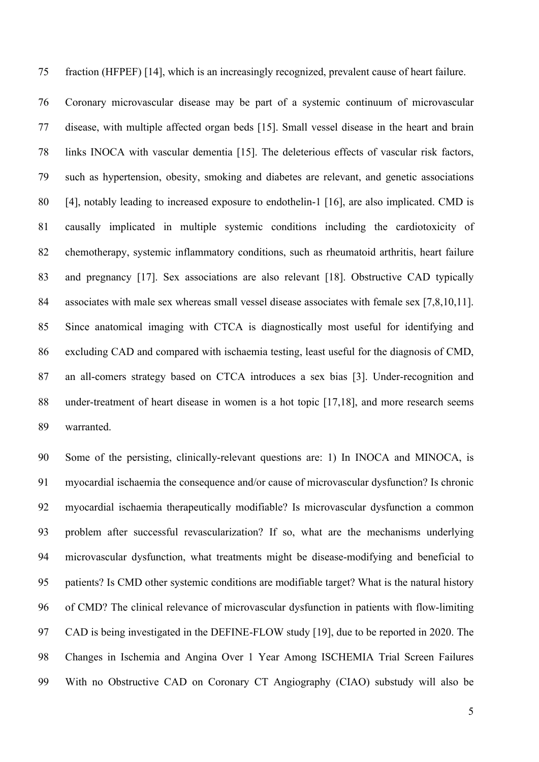fraction (HFPEF) [14], which is an increasingly recognized, prevalent cause of heart failure.

Coronary microvascular disease may be part of a systemic continuum of microvascular disease, with multiple affected organ beds [15]. Small vessel disease in the heart and brain links INOCA with vascular dementia [15]. The deleterious effects of vascular risk factors, such as hypertension, obesity, smoking and diabetes are relevant, and genetic associations [4], notably leading to increased exposure to endothelin-1 [16], are also implicated. CMD is causally implicated in multiple systemic conditions including the cardiotoxicity of chemotherapy, systemic inflammatory conditions, such as rheumatoid arthritis, heart failure and pregnancy [17]. Sex associations are also relevant [18]. Obstructive CAD typically associates with male sex whereas small vessel disease associates with female sex [7,8,10,11]. Since anatomical imaging with CTCA is diagnostically most useful for identifying and excluding CAD and compared with ischaemia testing, least useful for the diagnosis of CMD, an all-comers strategy based on CTCA introduces a sex bias [3]. Under-recognition and under-treatment of heart disease in women is a hot topic [17,18], and more research seems warranted.

Some of the persisting, clinically-relevant questions are: 1) In INOCA and MINOCA, is myocardial ischaemia the consequence and/or cause of microvascular dysfunction? Is chronic myocardial ischaemia therapeutically modifiable? Is microvascular dysfunction a common problem after successful revascularization? If so, what are the mechanisms underlying microvascular dysfunction, what treatments might be disease-modifying and beneficial to patients? Is CMD other systemic conditions are modifiable target? What is the natural history of CMD? The clinical relevance of microvascular dysfunction in patients with flow-limiting CAD is being investigated in the DEFINE-FLOW study [19], due to be reported in 2020. The Changes in Ischemia and Angina Over 1 Year Among ISCHEMIA Trial Screen Failures With no Obstructive CAD on Coronary CT Angiography (CIAO) substudy will also be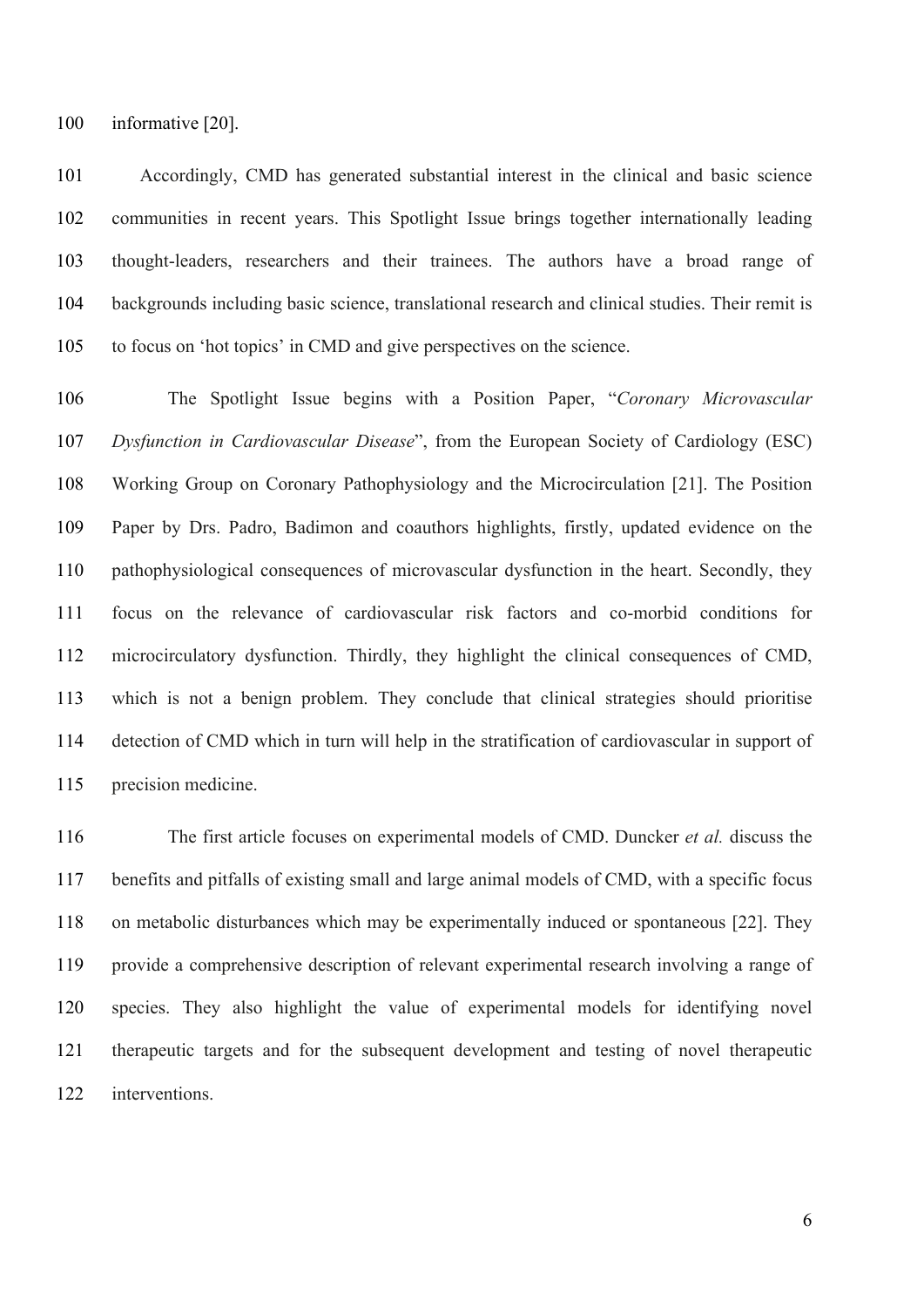informative [20].

Accordingly, CMD has generated substantial interest in the clinical and basic science communities in recent years. This Spotlight Issue brings together internationally leading thought-leaders, researchers and their trainees. The authors have a broad range of backgrounds including basic science, translational research and clinical studies. Their remit is to focus on 'hot topics' in CMD and give perspectives on the science.

The Spotlight Issue begins with a Position Paper, "*Coronary Microvascular Dysfunction in Cardiovascular Disease*", from the European Society of Cardiology (ESC) Working Group on Coronary Pathophysiology and the Microcirculation [21]. The Position Paper by Drs. Padro, Badimon and coauthors highlights, firstly, updated evidence on the pathophysiological consequences of microvascular dysfunction in the heart. Secondly, they focus on the relevance of cardiovascular risk factors and co-morbid conditions for microcirculatory dysfunction. Thirdly, they highlight the clinical consequences of CMD, which is not a benign problem. They conclude that clinical strategies should prioritise detection of CMD which in turn will help in the stratification of cardiovascular in support of precision medicine.

The first article focuses on experimental models of CMD. Duncker *et al.* discuss the benefits and pitfalls of existing small and large animal models of CMD, with a specific focus on metabolic disturbances which may be experimentally induced or spontaneous [22]. They provide a comprehensive description of relevant experimental research involving a range of species. They also highlight the value of experimental models for identifying novel therapeutic targets and for the subsequent development and testing of novel therapeutic interventions.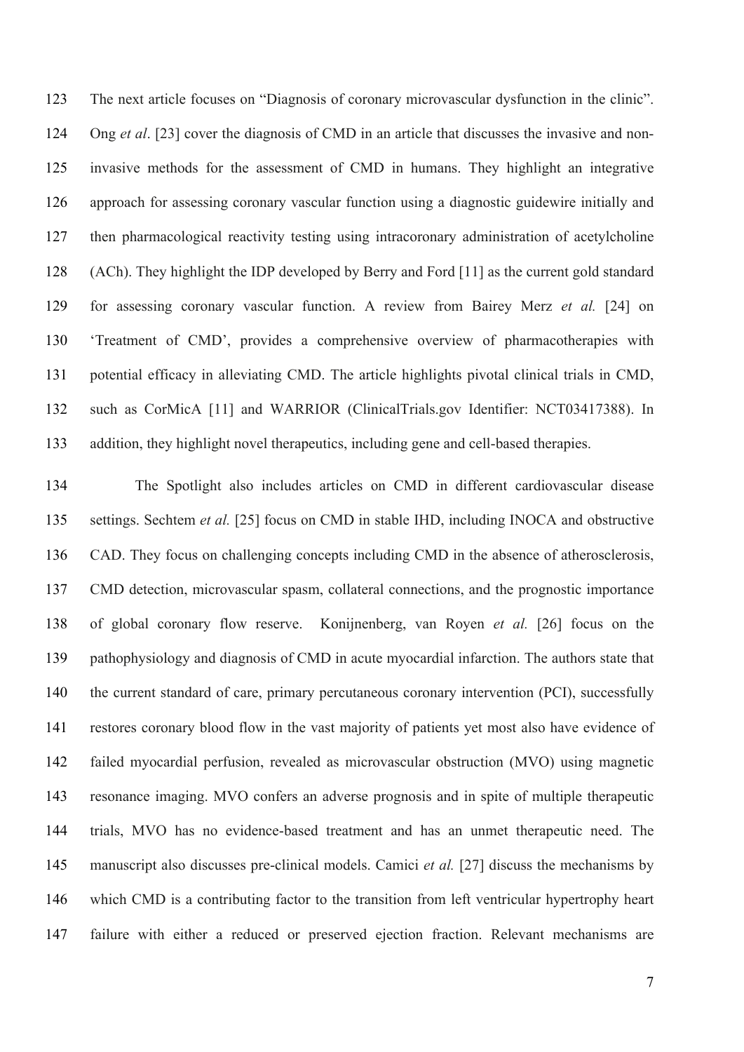The next article focuses on "Diagnosis of coronary microvascular dysfunction in the clinic". Ong *et al*. [23] cover the diagnosis of CMD in an article that discusses the invasive and non-invasive methods for the assessment of CMD in humans. They highlight an integrative approach for assessing coronary vascular function using a diagnostic guidewire initially and then pharmacological reactivity testing using intracoronary administration of acetylcholine (ACh). They highlight the IDP developed by Berry and Ford [11] as the current gold standard for assessing coronary vascular function. A review from Bairey Merz *et al.* [24] on 'Treatment of CMD', provides a comprehensive overview of pharmacotherapies with potential efficacy in alleviating CMD. The article highlights pivotal clinical trials in CMD, such as CorMicA [11] and WARRIOR (ClinicalTrials.gov Identifier: NCT03417388). In addition, they highlight novel therapeutics, including gene and cell-based therapies.

The Spotlight also includes articles on CMD in different cardiovascular disease settings. Sechtem *et al.* [25] focus on CMD in stable IHD, including INOCA and obstructive CAD. They focus on challenging concepts including CMD in the absence of atherosclerosis, CMD detection, microvascular spasm, collateral connections, and the prognostic importance of global coronary flow reserve. Konijnenberg, van Royen *et al.* [26] focus on the pathophysiology and diagnosis of CMD in acute myocardial infarction. The authors state that the current standard of care, primary percutaneous coronary intervention (PCI), successfully restores coronary blood flow in the vast majority of patients yet most also have evidence of failed myocardial perfusion, revealed as microvascular obstruction (MVO) using magnetic resonance imaging. MVO confers an adverse prognosis and in spite of multiple therapeutic trials, MVO has no evidence-based treatment and has an unmet therapeutic need. The manuscript also discusses pre-clinical models. Camici *et al.* [27] discuss the mechanisms by which CMD is a contributing factor to the transition from left ventricular hypertrophy heart failure with either a reduced or preserved ejection fraction. Relevant mechanisms are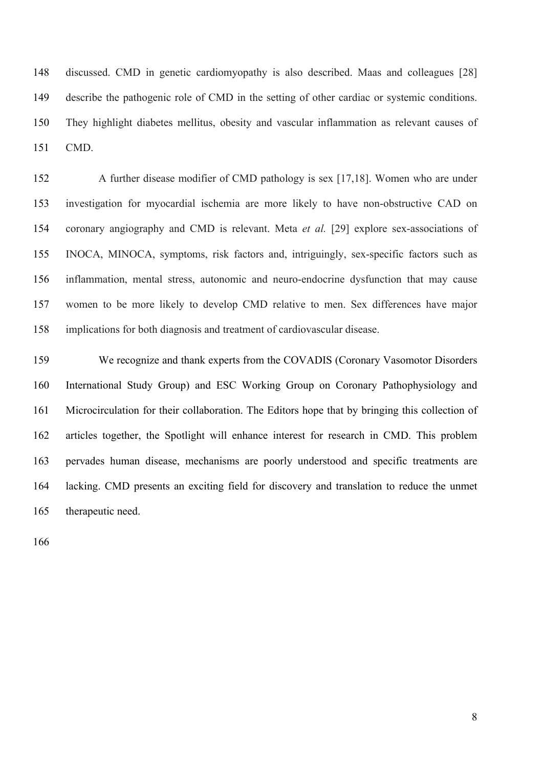discussed. CMD in genetic cardiomyopathy is also described. Maas and colleagues [28] describe the pathogenic role of CMD in the setting of other cardiac or systemic conditions. They highlight diabetes mellitus, obesity and vascular inflammation as relevant causes of CMD.

A further disease modifier of CMD pathology is sex [17,18]. Women who are under investigation for myocardial ischemia are more likely to have non-obstructive CAD on coronary angiography and CMD is relevant. Meta *et al.* [29] explore sex-associations of INOCA, MINOCA, symptoms, risk factors and, intriguingly, sex-specific factors such as inflammation, mental stress, autonomic and neuro-endocrine dysfunction that may cause women to be more likely to develop CMD relative to men. Sex differences have major implications for both diagnosis and treatment of cardiovascular disease.

We recognize and thank experts from the COVADIS (Coronary Vasomotor Disorders International Study Group) and ESC Working Group on Coronary Pathophysiology and Microcirculation for their collaboration. The Editors hope that by bringing this collection of articles together, the Spotlight will enhance interest for research in CMD. This problem pervades human disease, mechanisms are poorly understood and specific treatments are lacking. CMD presents an exciting field for discovery and translation to reduce the unmet therapeutic need.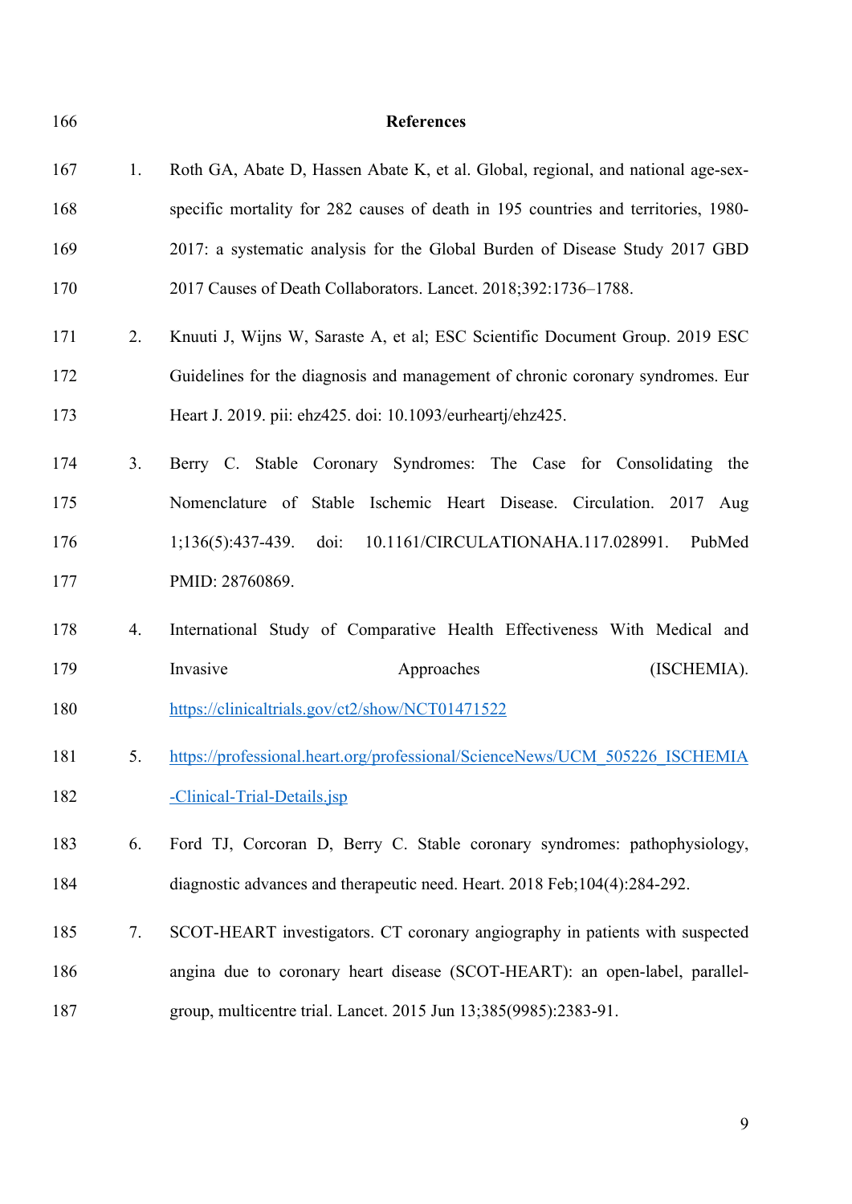## References

1. Roth GA, Abate D, Hassen Abate K, et al. Global, regional, and national age-sex-specific mortality for 282 causes of death in 195 countries and territories, 1980-2017: a systematic analysis for the Global Burden of Disease Study 2017 GBD 2017 Causes of Death Collaborators. Lancet. 2018;392:1736–1788.
2. Knuuti J, Wijns W, Saraste A, et al; ESC Scientific Document Group. 2019 ESC Guidelines for the diagnosis and management of chronic coronary syndromes. Eur Heart J. 2019. pii: ehz425. doi: 10.1093/eurheartj/ehz425.
3. Berry C. Stable Coronary Syndromes: The Case for Consolidating the Nomenclature of Stable Ischemic Heart Disease. Circulation. 2017 Aug 1;136(5):437-439. doi: 10.1161/CIRCULATIONAHA.117.028991. PubMed PMID: 28760869.
4. International Study of Comparative Health Effectiveness With Medical and Invasive Approaches (ISCHEMIA). https://clinicaltrials.gov/ct2/show/NCT01471522
5. https://professional.heart.org/professional/ScienceNews/UCM_505226_ISCHEMIA-Clinical-Trial-Details.jsp
6. Ford TJ, Corcoran D, Berry C. Stable coronary syndromes: pathophysiology, diagnostic advances and therapeutic need. Heart. 2018 Feb;104(4):284-292.
7. SCOT-HEART investigators. CT coronary angiography in patients with suspected angina due to coronary heart disease (SCOT-HEART): an open-label, parallel-group, multicentre trial. Lancet. 2015 Jun 13;385(9985):2383-91.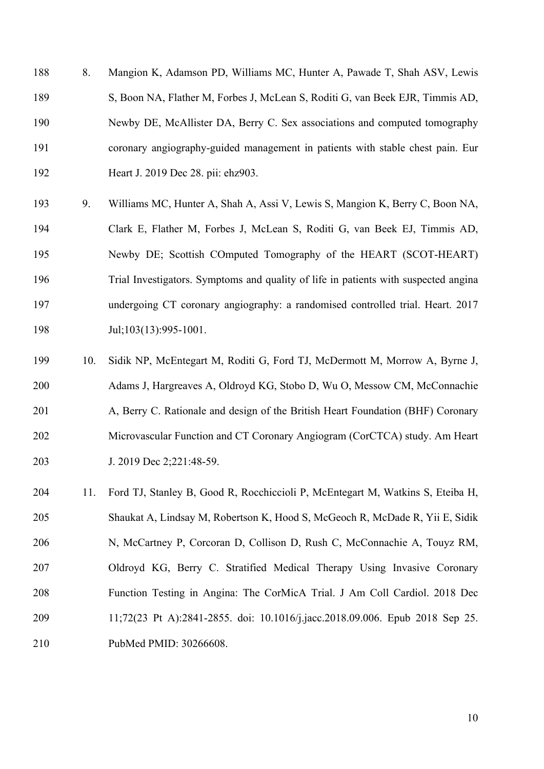8. Mangion K, Adamson PD, Williams MC, Hunter A, Pawade T, Shah ASV, Lewis S, Boon NA, Flather M, Forbes J, McLean S, Roditi G, van Beek EJR, Timmis AD, Newby DE, McAllister DA, Berry C. Sex associations and computed tomography coronary angiography-guided management in patients with stable chest pain. Eur Heart J. 2019 Dec 28. pii: ehz903.

9. Williams MC, Hunter A, Shah A, Assi V, Lewis S, Mangion K, Berry C, Boon NA, Clark E, Flather M, Forbes J, McLean S, Roditi G, van Beek EJ, Timmis AD, Newby DE; Scottish COmputed Tomography of the HEART (SCOT-HEART) Trial Investigators. Symptoms and quality of life in patients with suspected angina undergoing CT coronary angiography: a randomised controlled trial. Heart. 2017 Jul;103(13):995-1001.

10. Sidik NP, McEntegart M, Roditi G, Ford TJ, McDermott M, Morrow A, Byrne J, Adams J, Hargreaves A, Oldroyd KG, Stobo D, Wu O, Messow CM, McConnachie A, Berry C. Rationale and design of the British Heart Foundation (BHF) Coronary Microvascular Function and CT Coronary Angiogram (CorCTCA) study. Am Heart J. 2019 Dec 2;221:48-59.

11. Ford TJ, Stanley B, Good R, Rocchiccioli P, McEntegart M, Watkins S, Eteiba H, Shaukat A, Lindsay M, Robertson K, Hood S, McGeoch R, McDade R, Yii E, Sidik N, McCartney P, Corcoran D, Collison D, Rush C, McConnachie A, Touyz RM, Oldroyd KG, Berry C. Stratified Medical Therapy Using Invasive Coronary Function Testing in Angina: The CorMicA Trial. J Am Coll Cardiol. 2018 Dec 11;72(23 Pt A):2841-2855. doi: 10.1016/j.jacc.2018.09.006. Epub 2018 Sep 25. PubMed PMID: 30266608.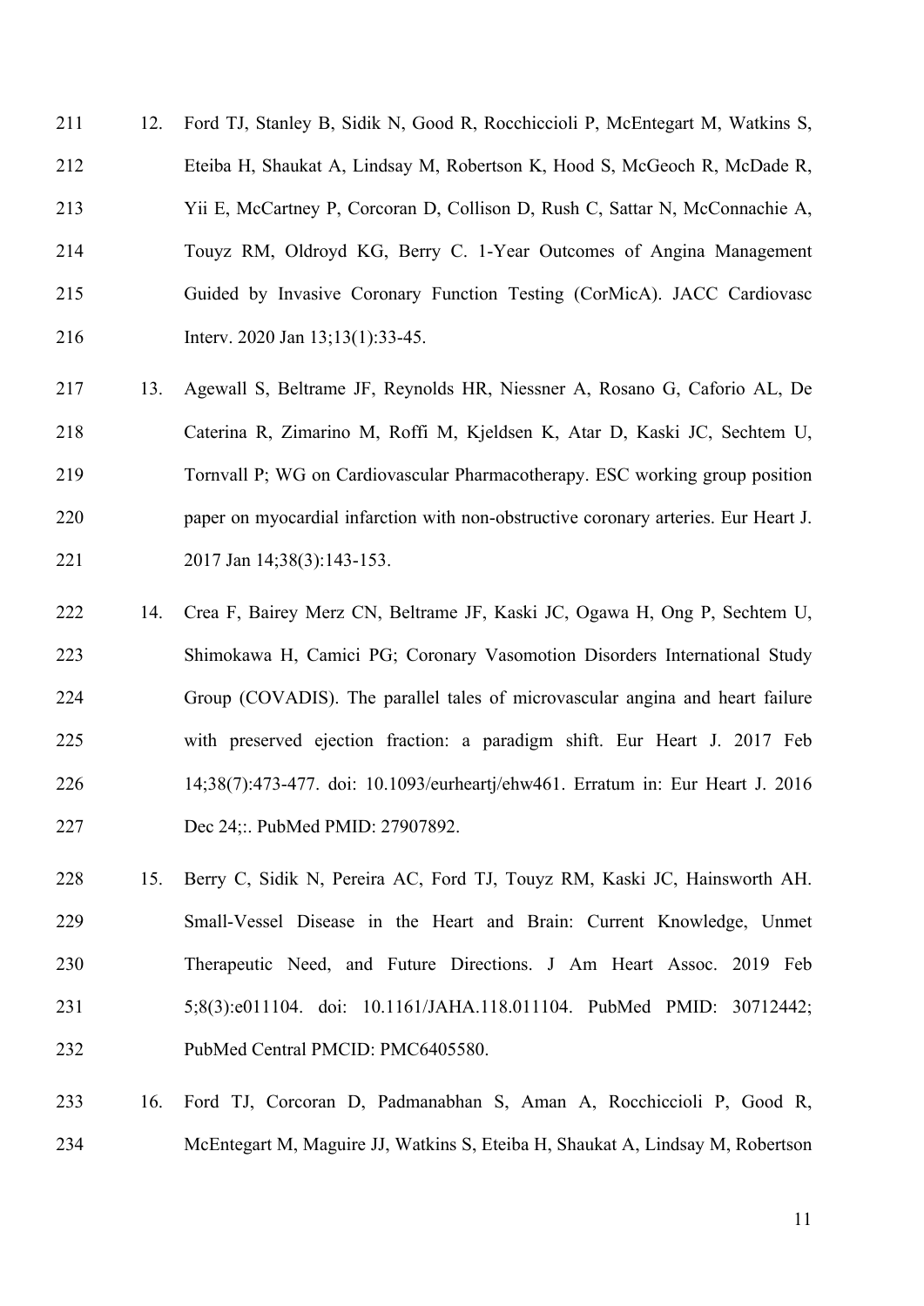12. Ford TJ, Stanley B, Sidik N, Good R, Rocchiccioli P, McEntegart M, Watkins S, Eteiba H, Shaukat A, Lindsay M, Robertson K, Hood S, McGeoch R, McDade R, Yii E, McCartney P, Corcoran D, Collison D, Rush C, Sattar N, McConnachie A, Touyz RM, Oldroyd KG, Berry C. 1-Year Outcomes of Angina Management Guided by Invasive Coronary Function Testing (CorMicA). JACC Cardiovasc Interv. 2020 Jan 13;13(1):33-45.

13. Agewall S, Beltrame JF, Reynolds HR, Niessner A, Rosano G, Caforio AL, De Caterina R, Zimarino M, Roffi M, Kjeldsen K, Atar D, Kaski JC, Sechtem U, Tornvall P; WG on Cardiovascular Pharmacotherapy. ESC working group position paper on myocardial infarction with non-obstructive coronary arteries. Eur Heart J. 2017 Jan 14;38(3):143-153.

14. Crea F, Bairey Merz CN, Beltrame JF, Kaski JC, Ogawa H, Ong P, Sechtem U, Shimokawa H, Camici PG; Coronary Vasomotion Disorders International Study Group (COVADIS). The parallel tales of microvascular angina and heart failure with preserved ejection fraction: a paradigm shift. Eur Heart J. 2017 Feb 14;38(7):473-477. doi: 10.1093/eurheartj/ehw461. Erratum in: Eur Heart J. 2016 Dec 24;:. PubMed PMID: 27907892.

15. Berry C, Sidik N, Pereira AC, Ford TJ, Touyz RM, Kaski JC, Hainsworth AH. Small-Vessel Disease in the Heart and Brain: Current Knowledge, Unmet Therapeutic Need, and Future Directions. J Am Heart Assoc. 2019 Feb 5;8(3):e011104. doi: 10.1161/JAHA.118.011104. PubMed PMID: 30712442; PubMed Central PMCID: PMC6405580.

16. Ford TJ, Corcoran D, Padmanabhan S, Aman A, Rocchiccioli P, Good R, McEntegart M, Maguire JJ, Watkins S, Eteiba H, Shaukat A, Lindsay M, Robertson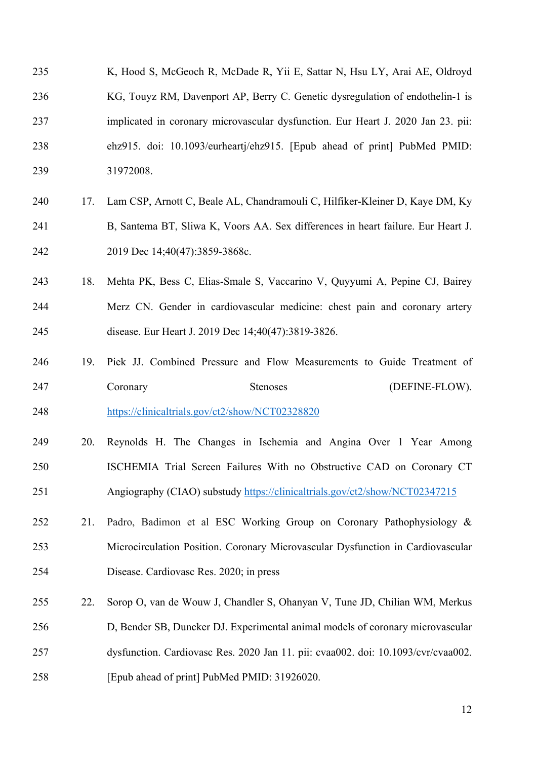K, Hood S, McGeoch R, McDade R, Yii E, Sattar N, Hsu LY, Arai AE, Oldroyd KG, Touyz RM, Davenport AP, Berry C. Genetic dysregulation of endothelin-1 is implicated in coronary microvascular dysfunction. Eur Heart J. 2020 Jan 23. pii: ehz915. doi: 10.1093/eurheartj/ehz915. [Epub ahead of print] PubMed PMID: 31972008.

17. Lam CSP, Arnott C, Beale AL, Chandramouli C, Hilfiker-Kleiner D, Kaye DM, Ky B, Santema BT, Sliwa K, Voors AA. Sex differences in heart failure. Eur Heart J. 2019 Dec 14;40(47):3859-3868c.

18. Mehta PK, Bess C, Elias-Smale S, Vaccarino V, Quyyumi A, Pepine CJ, Bairey Merz CN. Gender in cardiovascular medicine: chest pain and coronary artery disease. Eur Heart J. 2019 Dec 14;40(47):3819-3826.

19. Piek JJ. Combined Pressure and Flow Measurements to Guide Treatment of Coronary Stenoses (DEFINE-FLOW). https://clinicaltrials.gov/ct2/show/NCT02328820

20. Reynolds H. The Changes in Ischemia and Angina Over 1 Year Among ISCHEMIA Trial Screen Failures With no Obstructive CAD on Coronary CT Angiography (CIAO) substudy https://clinicaltrials.gov/ct2/show/NCT02347215

21. Padro, Badimon et al ESC Working Group on Coronary Pathophysiology & Microcirculation Position. Coronary Microvascular Dysfunction in Cardiovascular Disease. Cardiovasc Res. 2020; in press

22. Sorop O, van de Wouw J, Chandler S, Ohanyan V, Tune JD, Chilian WM, Merkus D, Bender SB, Duncker DJ. Experimental animal models of coronary microvascular dysfunction. Cardiovasc Res. 2020 Jan 11. pii: cvaa002. doi: 10.1093/cvr/cvaa002. [Epub ahead of print] PubMed PMID: 31926020.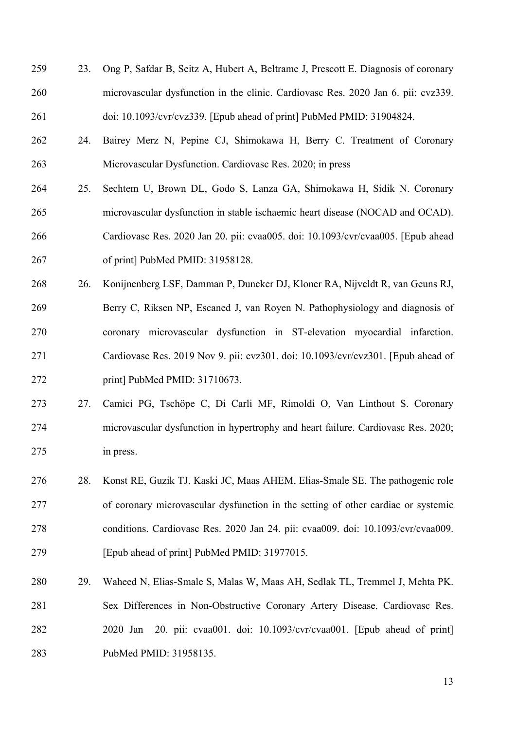23. Ong P, Safdar B, Seitz A, Hubert A, Beltrame J, Prescott E. Diagnosis of coronary microvascular dysfunction in the clinic. Cardiovasc Res. 2020 Jan 6. pii: cvz339. doi: 10.1093/cvr/cvz339. [Epub ahead of print] PubMed PMID: 31904824.

24. Bairey Merz N, Pepine CJ, Shimokawa H, Berry C. Treatment of Coronary Microvascular Dysfunction. Cardiovasc Res. 2020; in press

25. Sechtem U, Brown DL, Godo S, Lanza GA, Shimokawa H, Sidik N. Coronary microvascular dysfunction in stable ischaemic heart disease (NOCAD and OCAD). Cardiovasc Res. 2020 Jan 20. pii: cvaa005. doi: 10.1093/cvr/cvaa005. [Epub ahead of print] PubMed PMID: 31958128.

26. Konijnenberg LSF, Damman P, Duncker DJ, Kloner RA, Nijveldt R, van Geuns RJ, Berry C, Riksen NP, Escaned J, van Royen N. Pathophysiology and diagnosis of coronary microvascular dysfunction in ST-elevation myocardial infarction. Cardiovasc Res. 2019 Nov 9. pii: cvz301. doi: 10.1093/cvr/cvz301. [Epub ahead of print] PubMed PMID: 31710673.

27. Camici PG, Tschöpe C, Di Carli MF, Rimoldi O, Van Linthout S. Coronary microvascular dysfunction in hypertrophy and heart failure. Cardiovasc Res. 2020; in press.

28. Konst RE, Guzik TJ, Kaski JC, Maas AHEM, Elias-Smale SE. The pathogenic role of coronary microvascular dysfunction in the setting of other cardiac or systemic conditions. Cardiovasc Res. 2020 Jan 24. pii: cvaa009. doi: 10.1093/cvr/cvaa009. [Epub ahead of print] PubMed PMID: 31977015.

29. Waheed N, Elias-Smale S, Malas W, Maas AH, Sedlak TL, Tremmel J, Mehta PK. Sex Differences in Non-Obstructive Coronary Artery Disease. Cardiovasc Res. 2020 Jan 20. pii: cvaa001. doi: 10.1093/cvr/cvaa001. [Epub ahead of print] PubMed PMID: 31958135.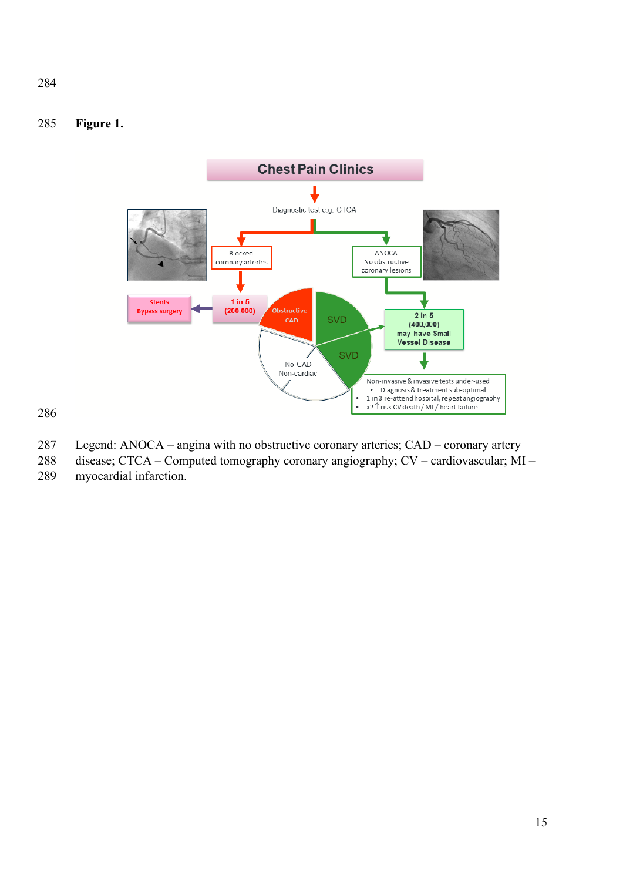**Figure 1.**

Legend: ANOCA – angina with no obstructive coronary arteries; CAD – coronary artery disease; CTCA – Computed tomography coronary angiography; CV – cardiovascular; MI – myocardial infarction.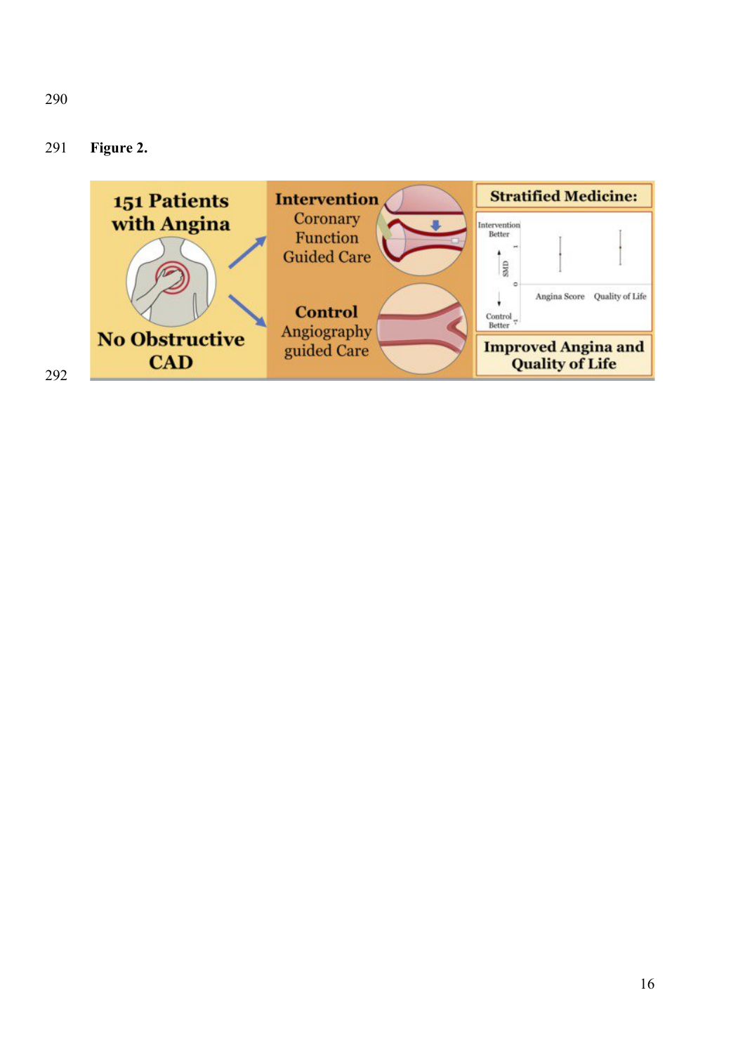**Figure 2.**

151 Patients with Angina

No Obstructive CAD

Intervention Coronary Function Guided Care

Control Angiography guided Care

Stratified Medicine:

Intervention Better

SMD

1

0

-1

Control Better

Angina Score

Quality of Life

Improved Angina and Quality of Life